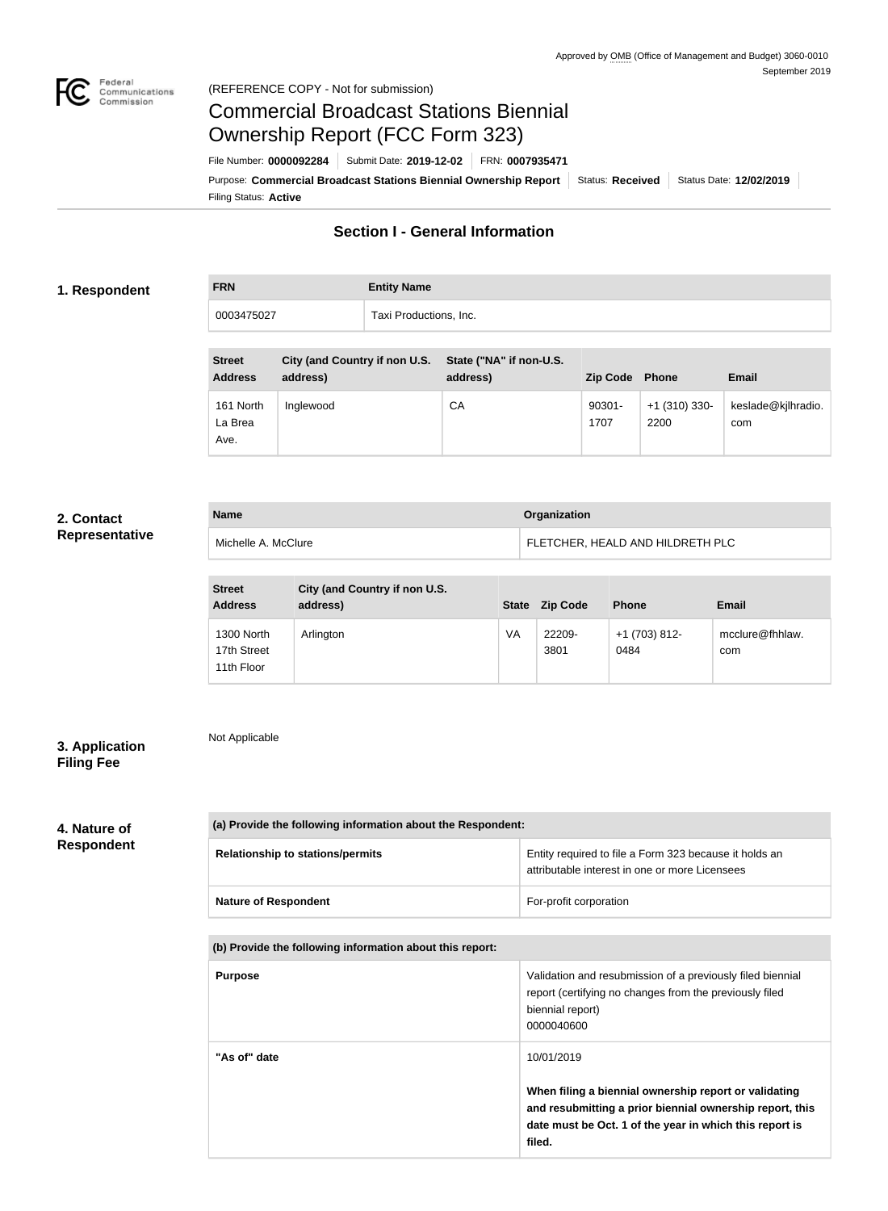Approved by OMB (Office of Management and Budget) 3060-0010
September 2019

(REFERENCE COPY - Not for submission)

# Commercial Broadcast Stations Biennial Ownership Report (FCC Form 323)

File Number: **0000092284** | Submit Date: **2019-12-02** | FRN: **0007935471**

Purpose: **Commercial Broadcast Stations Biennial Ownership Report** | Status: **Received** | Status Date: **12/02/2019**

Filing Status: **Active**

## Section I - General Information

### 1. Respondent

| FRN | Entity Name |
| --- | --- |
| 0003475027 | Taxi Productions, Inc. |

| Street Address | City (and Country if non U.S. address) | State ("NA" if non-U.S. address) | Zip Code | Phone | Email |
| --- | --- | --- | --- | --- | --- |
| 161 North La Brea Ave. | Inglewood | CA | 90301-1707 | +1 (310) 330-2200 | keslade@kjlhradio.com |

### 2. Contact Representative

| Name | Organization |
| --- | --- |
| Michelle A. McClure | FLETCHER, HEALD AND HILDRETH PLC |

| Street Address | City (and Country if non U.S. address) | State | Zip Code | Phone | Email |
| --- | --- | --- | --- | --- | --- |
| 1300 North 17th Street 11th Floor | Arlington | VA | 22209-3801 | +1 (703) 812-0484 | mcclure@fhhlaw.com |

### 3. Application Filing Fee

Not Applicable

### 4. Nature of Respondent

| (a) Provide the following information about the Respondent: | |
| --- | --- |
| **Relationship to stations/permits** | Entity required to file a Form 323 because it holds an attributable interest in one or more Licensees |
| **Nature of Respondent** | For-profit corporation |

| (b) Provide the following information about this report: | |
| --- | --- |
| **Purpose** | Validation and resubmission of a previously filed biennial report (certifying no changes from the previously filed biennial report)<br>0000040600 |
| **"As of" date** | 10/01/2019<br><br>**When filing a biennial ownership report or validating and resubmitting a prior biennial ownership report, this date must be Oct. 1 of the year in which this report is filed.** |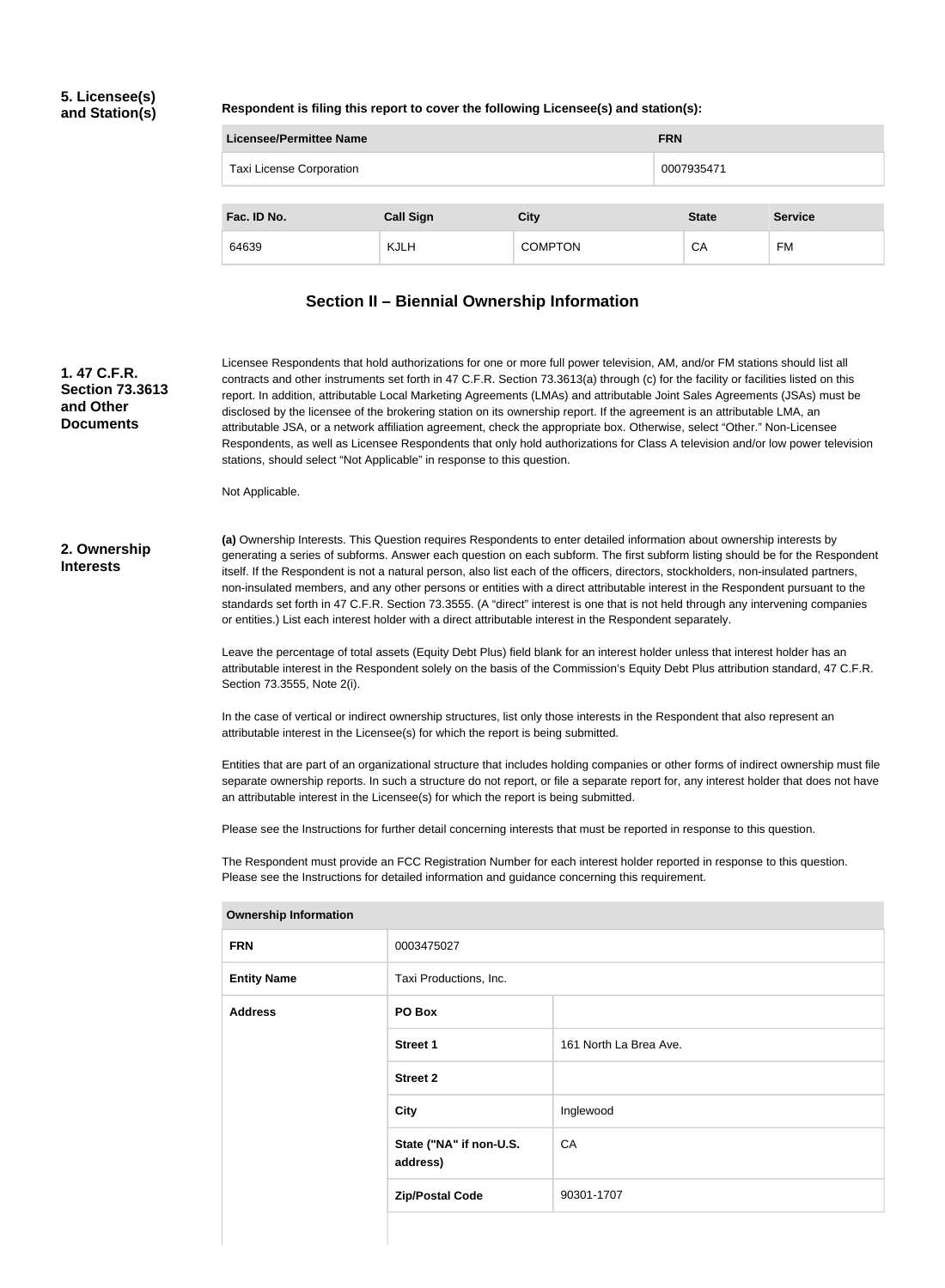**5. Licensee(s) and Station(s)**

**Respondent is filing this report to cover the following Licensee(s) and station(s):**

| Licensee/Permittee Name | FRN |
| --- | --- |
| Taxi License Corporation | 0007935471 |

| Fac. ID No. | Call Sign | City | State | Service |
| --- | --- | --- | --- | --- |
| 64639 | KJLH | COMPTON | CA | FM |

## Section II – Biennial Ownership Information

**1. 47 C.F.R. Section 73.3613 and Other Documents**

Licensee Respondents that hold authorizations for one or more full power television, AM, and/or FM stations should list all contracts and other instruments set forth in 47 C.F.R. Section 73.3613(a) through (c) for the facility or facilities listed on this report. In addition, attributable Local Marketing Agreements (LMAs) and attributable Joint Sales Agreements (JSAs) must be disclosed by the licensee of the brokering station on its ownership report. If the agreement is an attributable LMA, an attributable JSA, or a network affiliation agreement, check the appropriate box. Otherwise, select "Other." Non-Licensee Respondents, as well as Licensee Respondents that only hold authorizations for Class A television and/or low power television stations, should select "Not Applicable" in response to this question.

Not Applicable.

**2. Ownership Interests**

**(a)** Ownership Interests. This Question requires Respondents to enter detailed information about ownership interests by generating a series of subforms. Answer each question on each subform. The first subform listing should be for the Respondent itself. If the Respondent is not a natural person, also list each of the officers, directors, stockholders, non-insulated partners, non-insulated members, and any other persons or entities with a direct attributable interest in the Respondent pursuant to the standards set forth in 47 C.F.R. Section 73.3555. (A "direct" interest is one that is not held through any intervening companies or entities.) List each interest holder with a direct attributable interest in the Respondent separately.

Leave the percentage of total assets (Equity Debt Plus) field blank for an interest holder unless that interest holder has an attributable interest in the Respondent solely on the basis of the Commission's Equity Debt Plus attribution standard, 47 C.F.R. Section 73.3555, Note 2(i).

In the case of vertical or indirect ownership structures, list only those interests in the Respondent that also represent an attributable interest in the Licensee(s) for which the report is being submitted.

Entities that are part of an organizational structure that includes holding companies or other forms of indirect ownership must file separate ownership reports. In such a structure do not report, or file a separate report for, any interest holder that does not have an attributable interest in the Licensee(s) for which the report is being submitted.

Please see the Instructions for further detail concerning interests that must be reported in response to this question.

The Respondent must provide an FCC Registration Number for each interest holder reported in response to this question. Please see the Instructions for detailed information and guidance concerning this requirement.

| Ownership Information | | |
| --- | --- | --- |
| **FRN** | 0003475027 | |
| **Entity Name** | Taxi Productions, Inc. | |
| **Address** | **PO Box** | |
| | **Street 1** | 161 North La Brea Ave. |
| | **Street 2** | |
| | **City** | Inglewood |
| | **State ("NA" if non-U.S. address)** | CA |
| | **Zip/Postal Code** | 90301-1707 |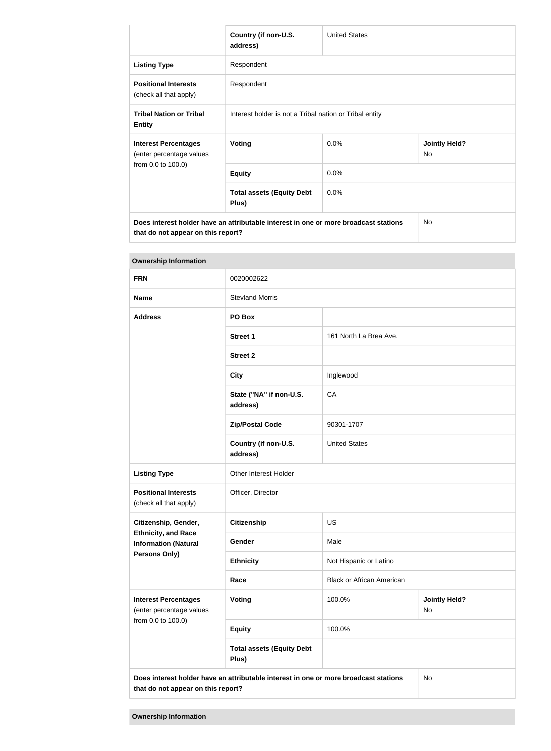| | | | |
|---|---|---|---|
| | Country (if non-U.S. address) | United States | |
| **Listing Type** | Respondent | | |
| **Positional Interests** (check all that apply) | Respondent | | |
| **Tribal Nation or Tribal Entity** | Interest holder is not a Tribal nation or Tribal entity | | |
| **Interest Percentages** (enter percentage values from 0.0 to 100.0) | **Voting** | 0.0% | **Jointly Held?** No |
| | **Equity** | 0.0% | |
| | **Total assets (Equity Debt Plus)** | 0.0% | |
| **Does interest holder have an attributable interest in one or more broadcast stations that do not appear on this report?** | | | No |

**Ownership Information**

| | | | |
|---|---|---|---|
| **FRN** | 0020002622 | | |
| **Name** | Stevland Morris | | |
| **Address** | **PO Box** | | |
| | **Street 1** | 161 North La Brea Ave. | |
| | **Street 2** | | |
| | **City** | Inglewood | |
| | **State ("NA" if non-U.S. address)** | CA | |
| | **Zip/Postal Code** | 90301-1707 | |
| | **Country (if non-U.S. address)** | United States | |
| **Listing Type** | Other Interest Holder | | |
| **Positional Interests** (check all that apply) | Officer, Director | | |
| **Citizenship, Gender, Ethnicity, and Race Information (Natural Persons Only)** | **Citizenship** | US | |
| | **Gender** | Male | |
| | **Ethnicity** | Not Hispanic or Latino | |
| | **Race** | Black or African American | |
| **Interest Percentages** (enter percentage values from 0.0 to 100.0) | **Voting** | 100.0% | **Jointly Held?** No |
| | **Equity** | 100.0% | |
| | **Total assets (Equity Debt Plus)** | | |
| **Does interest holder have an attributable interest in one or more broadcast stations that do not appear on this report?** | | | No |

**Ownership Information**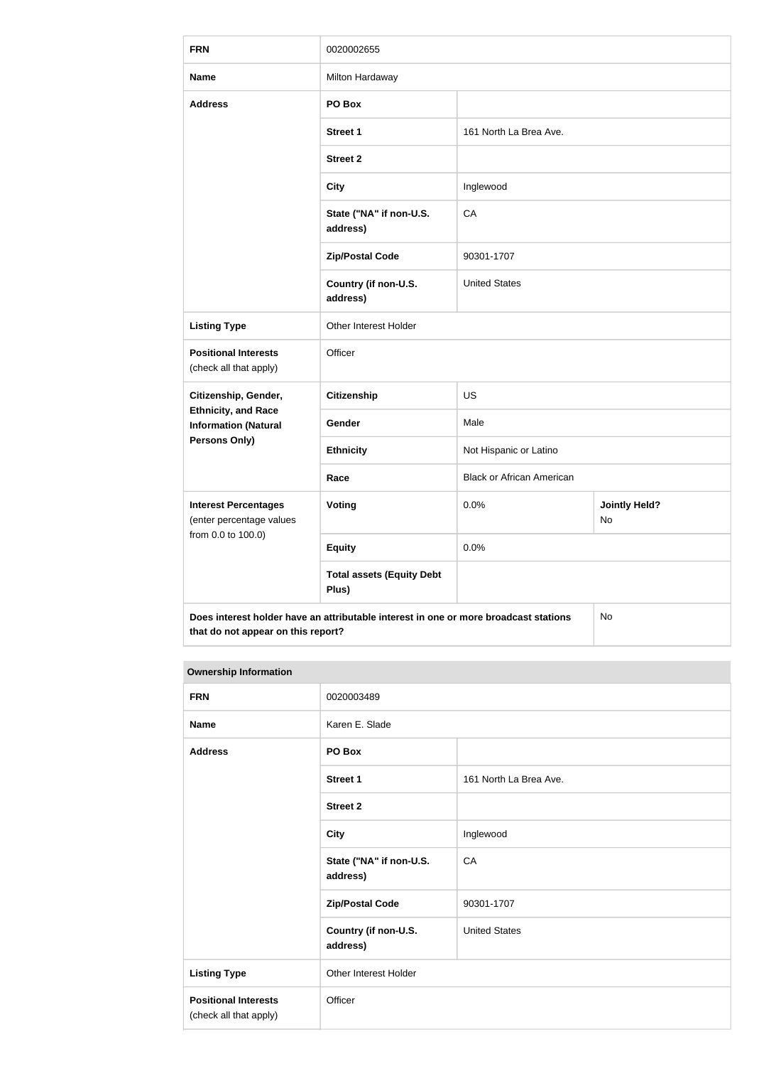| | | | |
|---|---|---|---|
| **FRN** | 0020002655 | | |
| **Name** | Milton Hardaway | | |
| **Address** | **PO Box** | | |
| | **Street 1** | 161 North La Brea Ave. | |
| | **Street 2** | | |
| | **City** | Inglewood | |
| | **State ("NA" if non-U.S. address)** | CA | |
| | **Zip/Postal Code** | 90301-1707 | |
| | **Country (if non-U.S. address)** | United States | |
| **Listing Type** | Other Interest Holder | | |
| **Positional Interests** (check all that apply) | Officer | | |
| **Citizenship, Gender, Ethnicity, and Race Information (Natural Persons Only)** | **Citizenship** | US | |
| | **Gender** | Male | |
| | **Ethnicity** | Not Hispanic or Latino | |
| | **Race** | Black or African American | |
| **Interest Percentages** (enter percentage values from 0.0 to 100.0) | **Voting** | 0.0% | **Jointly Held?** No |
| | **Equity** | 0.0% | |
| | **Total assets (Equity Debt Plus)** | | |
| **Does interest holder have an attributable interest in one or more broadcast stations that do not appear on this report?** | | | No |

**Ownership Information**

| | | |
|---|---|---|
| **FRN** | 0020003489 | |
| **Name** | Karen E. Slade | |
| **Address** | **PO Box** | |
| | **Street 1** | 161 North La Brea Ave. |
| | **Street 2** | |
| | **City** | Inglewood |
| | **State ("NA" if non-U.S. address)** | CA |
| | **Zip/Postal Code** | 90301-1707 |
| | **Country (if non-U.S. address)** | United States |
| **Listing Type** | Other Interest Holder | |
| **Positional Interests** (check all that apply) | Officer | |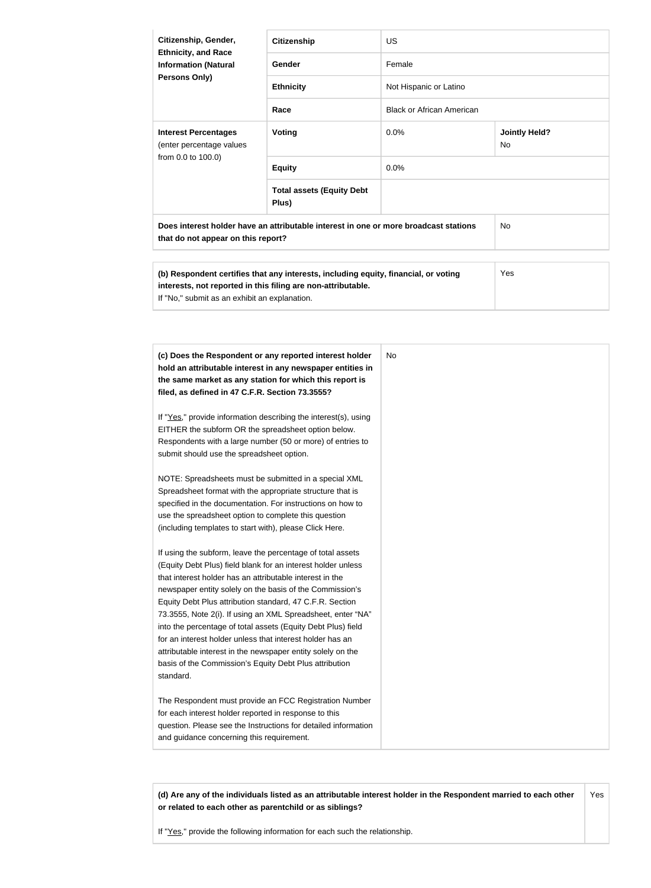| | | | |
|---|---|---|---|
| **Citizenship, Gender, Ethnicity, and Race Information (Natural Persons Only)** | **Citizenship** | US | |
| | **Gender** | Female | |
| | **Ethnicity** | Not Hispanic or Latino | |
| | **Race** | Black or African American | |
| **Interest Percentages** (enter percentage values from 0.0 to 100.0) | **Voting** | 0.0% | **Jointly Held?** No |
| | **Equity** | 0.0% | |
| | **Total assets (Equity Debt Plus)** | | |
| **Does interest holder have an attributable interest in one or more broadcast stations that do not appear on this report?** | | | No |

| | |
|---|---|
| **(b) Respondent certifies that any interests, including equity, financial, or voting interests, not reported in this filing are non-attributable.** If "No," submit as an exhibit an explanation. | Yes |

| | |
|---|---|
| **(c) Does the Respondent or any reported interest holder hold an attributable interest in any newspaper entities in the same market as any station for which this report is filed, as defined in 47 C.F.R. Section 73.3555?**<br><br>If "Yes," provide information describing the interest(s), using EITHER the subform OR the spreadsheet option below. Respondents with a large number (50 or more) of entries to submit should use the spreadsheet option.<br><br>NOTE: Spreadsheets must be submitted in a special XML Spreadsheet format with the appropriate structure that is specified in the documentation. For instructions on how to use the spreadsheet option to complete this question (including templates to start with), please Click Here.<br><br>If using the subform, leave the percentage of total assets (Equity Debt Plus) field blank for an interest holder unless that interest holder has an attributable interest in the newspaper entity solely on the basis of the Commission's Equity Debt Plus attribution standard, 47 C.F.R. Section 73.3555, Note 2(i). If using an XML Spreadsheet, enter "NA" into the percentage of total assets (Equity Debt Plus) field for an interest holder unless that interest holder has an attributable interest in the newspaper entity solely on the basis of the Commission's Equity Debt Plus attribution standard.<br><br>The Respondent must provide an FCC Registration Number for each interest holder reported in response to this question. Please see the Instructions for detailed information and guidance concerning this requirement. | No |

| | |
|---|---|
| **(d) Are any of the individuals listed as an attributable interest holder in the Respondent married to each other or related to each other as parentchild or as siblings?**<br><br>If "Yes," provide the following information for each such the relationship. | Yes |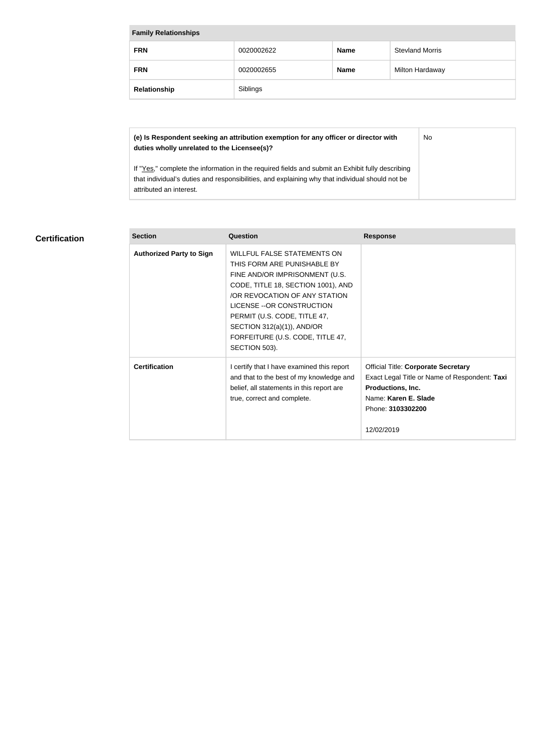| Family Relationships | | | |
|---|---|---|---|
| **FRN** | 0020002622 | **Name** | Stevland Morris |
| **FRN** | 0020002655 | **Name** | Milton Hardaway |
| **Relationship** | Siblings | | |

| | |
|---|---|
| **(e) Is Respondent seeking an attribution exemption for any officer or director with duties wholly unrelated to the Licensee(s)?**<br><br>If "Yes," complete the information in the required fields and submit an Exhibit fully describing that individual's duties and responsibilities, and explaining why that individual should not be attributed an interest. | No |

## Certification

| Section | Question | Response |
|---|---|---|
| **Authorized Party to Sign** | WILLFUL FALSE STATEMENTS ON THIS FORM ARE PUNISHABLE BY FINE AND/OR IMPRISONMENT (U.S. CODE, TITLE 18, SECTION 1001), AND /OR REVOCATION OF ANY STATION LICENSE --OR CONSTRUCTION PERMIT (U.S. CODE, TITLE 47, SECTION 312(a)(1)), AND/OR FORFEITURE (U.S. CODE, TITLE 47, SECTION 503). | |
| **Certification** | I certify that I have examined this report and that to the best of my knowledge and belief, all statements in this report are true, correct and complete. | Official Title: **Corporate Secretary**<br>Exact Legal Title or Name of Respondent: **Taxi Productions, Inc.**<br>Name: **Karen E. Slade**<br>Phone: **3103302200**<br><br>12/02/2019 |